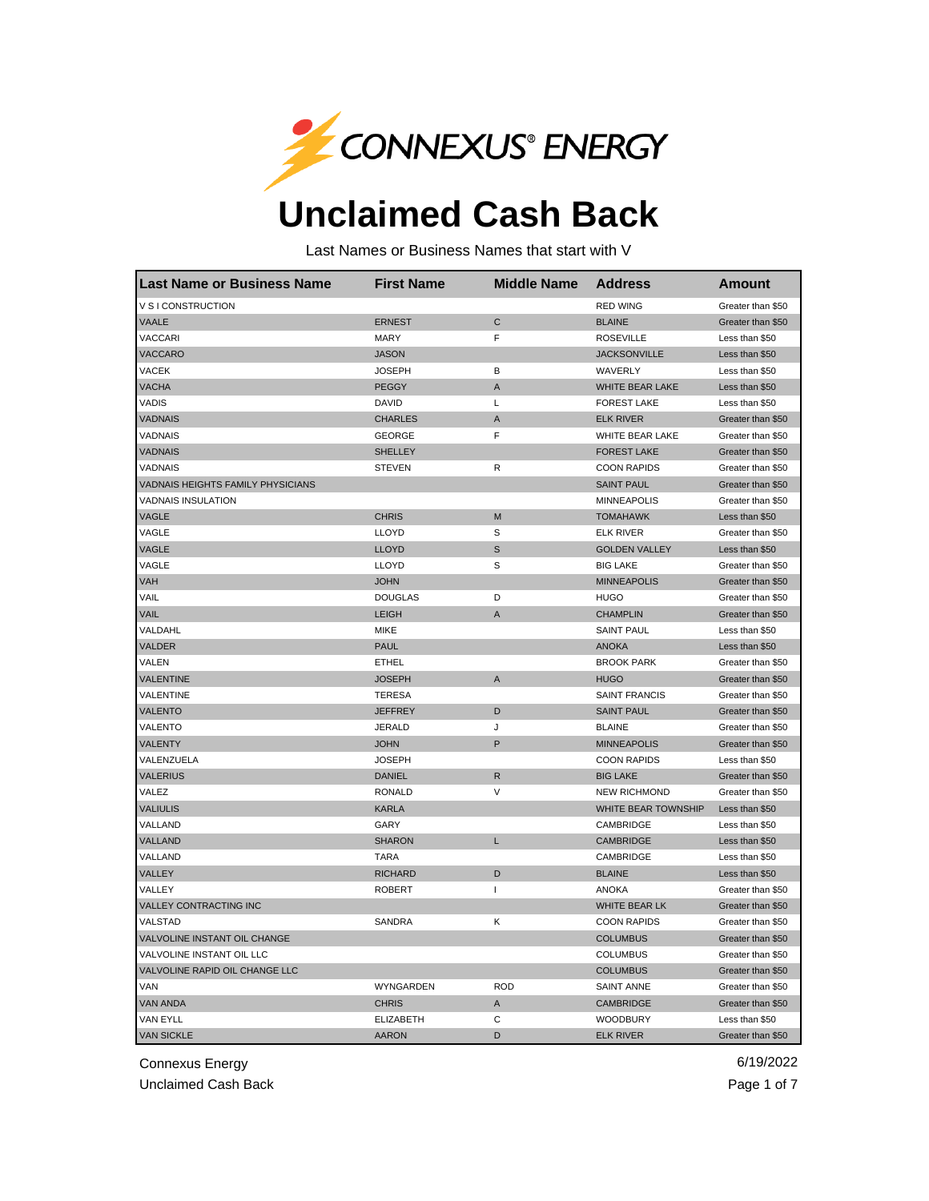CONNEXUS® ENERGY

# Unclaimed Cash Back

Last Names or Business Names that start with V

| Last Name or Business Name | First Name | Middle Name | Address | Amount |
|---|---|---|---|---|
| V S I CONSTRUCTION | | | RED WING | Greater than $50 |
| VAALE | ERNEST | C | BLAINE | Greater than $50 |
| VACCARI | MARY | F | ROSEVILLE | Less than $50 |
| VACCARO | JASON | | JACKSONVILLE | Less than $50 |
| VACEK | JOSEPH | B | WAVERLY | Less than $50 |
| VACHA | PEGGY | A | WHITE BEAR LAKE | Less than $50 |
| VADIS | DAVID | L | FOREST LAKE | Less than $50 |
| VADNAIS | CHARLES | A | ELK RIVER | Greater than $50 |
| VADNAIS | GEORGE | F | WHITE BEAR LAKE | Greater than $50 |
| VADNAIS | SHELLEY | | FOREST LAKE | Greater than $50 |
| VADNAIS | STEVEN | R | COON RAPIDS | Greater than $50 |
| VADNAIS HEIGHTS FAMILY PHYSICIANS | | | SAINT PAUL | Greater than $50 |
| VADNAIS INSULATION | | | MINNEAPOLIS | Greater than $50 |
| VAGLE | CHRIS | M | TOMAHAWK | Less than $50 |
| VAGLE | LLOYD | S | ELK RIVER | Greater than $50 |
| VAGLE | LLOYD | S | GOLDEN VALLEY | Less than $50 |
| VAGLE | LLOYD | S | BIG LAKE | Greater than $50 |
| VAH | JOHN | | MINNEAPOLIS | Greater than $50 |
| VAIL | DOUGLAS | D | HUGO | Greater than $50 |
| VAIL | LEIGH | A | CHAMPLIN | Greater than $50 |
| VALDAHL | MIKE | | SAINT PAUL | Less than $50 |
| VALDER | PAUL | | ANOKA | Less than $50 |
| VALEN | ETHEL | | BROOK PARK | Greater than $50 |
| VALENTINE | JOSEPH | A | HUGO | Greater than $50 |
| VALENTINE | TERESA | | SAINT FRANCIS | Greater than $50 |
| VALENTO | JEFFREY | D | SAINT PAUL | Greater than $50 |
| VALENTO | JERALD | J | BLAINE | Greater than $50 |
| VALENTY | JOHN | P | MINNEAPOLIS | Greater than $50 |
| VALENZUELA | JOSEPH | | COON RAPIDS | Less than $50 |
| VALERIUS | DANIEL | R | BIG LAKE | Greater than $50 |
| VALEZ | RONALD | V | NEW RICHMOND | Greater than $50 |
| VALIULIS | KARLA | | WHITE BEAR TOWNSHIP | Less than $50 |
| VALLAND | GARY | | CAMBRIDGE | Less than $50 |
| VALLAND | SHARON | L | CAMBRIDGE | Less than $50 |
| VALLAND | TARA | | CAMBRIDGE | Less than $50 |
| VALLEY | RICHARD | D | BLAINE | Less than $50 |
| VALLEY | ROBERT | I | ANOKA | Greater than $50 |
| VALLEY CONTRACTING INC | | | WHITE BEAR LK | Greater than $50 |
| VALSTAD | SANDRA | K | COON RAPIDS | Greater than $50 |
| VALVOLINE INSTANT OIL CHANGE | | | COLUMBUS | Greater than $50 |
| VALVOLINE INSTANT OIL LLC | | | COLUMBUS | Greater than $50 |
| VALVOLINE RAPID OIL CHANGE LLC | | | COLUMBUS | Greater than $50 |
| VAN | WYNGARDEN | ROD | SAINT ANNE | Greater than $50 |
| VAN ANDA | CHRIS | A | CAMBRIDGE | Greater than $50 |
| VAN EYLL | ELIZABETH | C | WOODBURY | Less than $50 |
| VAN SICKLE | AARON | D | ELK RIVER | Greater than $50 |

Connexus Energy
Unclaimed Cash Back

6/19/2022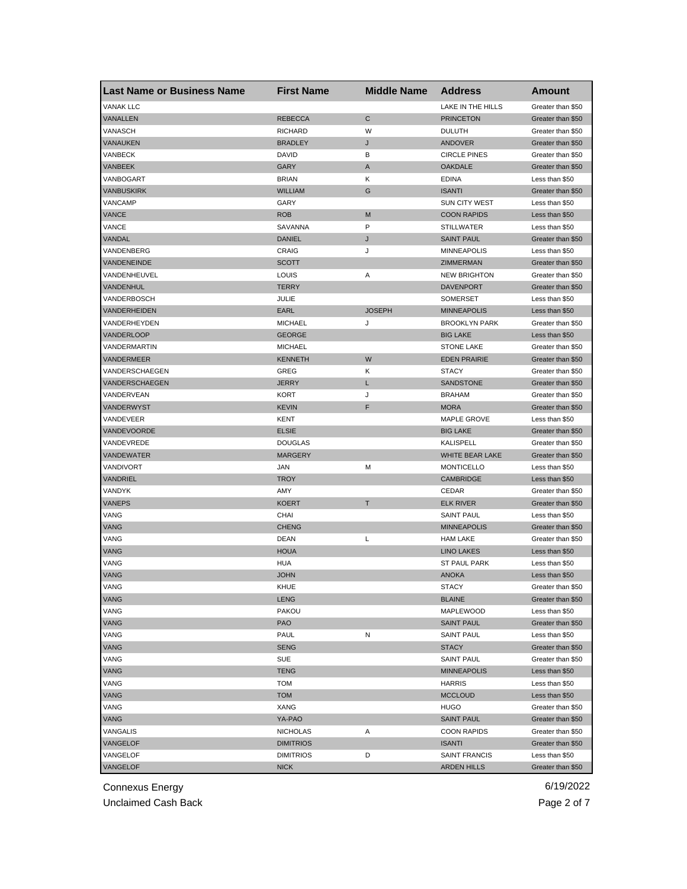| Last Name or Business Name | First Name | Middle Name | Address | Amount |
|---|---|---|---|---|
| VANAK LLC | | | LAKE IN THE HILLS | Greater than $50 |
| VANALLEN | REBECCA | C | PRINCETON | Greater than $50 |
| VANASCH | RICHARD | W | DULUTH | Greater than $50 |
| VANAUKEN | BRADLEY | J | ANDOVER | Greater than $50 |
| VANBECK | DAVID | B | CIRCLE PINES | Greater than $50 |
| VANBEEK | GARY | A | OAKDALE | Greater than $50 |
| VANBOGART | BRIAN | K | EDINA | Less than $50 |
| VANBUSKIRK | WILLIAM | G | ISANTI | Greater than $50 |
| VANCAMP | GARY | | SUN CITY WEST | Less than $50 |
| VANCE | ROB | M | COON RAPIDS | Less than $50 |
| VANCE | SAVANNA | P | STILLWATER | Less than $50 |
| VANDAL | DANIEL | J | SAINT PAUL | Greater than $50 |
| VANDENBERG | CRAIG | J | MINNEAPOLIS | Less than $50 |
| VANDENEINDE | SCOTT | | ZIMMERMAN | Greater than $50 |
| VANDENHEUVEL | LOUIS | A | NEW BRIGHTON | Greater than $50 |
| VANDENHUL | TERRY | | DAVENPORT | Greater than $50 |
| VANDERBOSCH | JULIE | | SOMERSET | Less than $50 |
| VANDERHEIDEN | EARL | JOSEPH | MINNEAPOLIS | Less than $50 |
| VANDERHEYDEN | MICHAEL | J | BROOKLYN PARK | Greater than $50 |
| VANDERLOOP | GEORGE | | BIG LAKE | Less than $50 |
| VANDERMARTIN | MICHAEL | | STONE LAKE | Greater than $50 |
| VANDERMEER | KENNETH | W | EDEN PRAIRIE | Greater than $50 |
| VANDERSCHAEGEN | GREG | K | STACY | Greater than $50 |
| VANDERSCHAEGEN | JERRY | L | SANDSTONE | Greater than $50 |
| VANDERVEAN | KORT | J | BRAHAM | Greater than $50 |
| VANDERWYST | KEVIN | F | MORA | Greater than $50 |
| VANDEVEER | KENT | | MAPLE GROVE | Less than $50 |
| VANDEVOORDE | ELSIE | | BIG LAKE | Greater than $50 |
| VANDEVREDE | DOUGLAS | | KALISPELL | Greater than $50 |
| VANDEWATER | MARGERY | | WHITE BEAR LAKE | Greater than $50 |
| VANDIVORT | JAN | M | MONTICELLO | Less than $50 |
| VANDRIEL | TROY | | CAMBRIDGE | Less than $50 |
| VANDYK | AMY | | CEDAR | Greater than $50 |
| VANEPS | KOERT | T | ELK RIVER | Greater than $50 |
| VANG | CHAI | | SAINT PAUL | Less than $50 |
| VANG | CHENG | | MINNEAPOLIS | Greater than $50 |
| VANG | DEAN | L | HAM LAKE | Greater than $50 |
| VANG | HOUA | | LINO LAKES | Less than $50 |
| VANG | HUA | | ST PAUL PARK | Less than $50 |
| VANG | JOHN | | ANOKA | Less than $50 |
| VANG | KHUE | | STACY | Greater than $50 |
| VANG | LENG | | BLAINE | Greater than $50 |
| VANG | PAKOU | | MAPLEWOOD | Less than $50 |
| VANG | PAO | | SAINT PAUL | Greater than $50 |
| VANG | PAUL | N | SAINT PAUL | Less than $50 |
| VANG | SENG | | STACY | Greater than $50 |
| VANG | SUE | | SAINT PAUL | Greater than $50 |
| VANG | TENG | | MINNEAPOLIS | Less than $50 |
| VANG | TOM | | HARRIS | Less than $50 |
| VANG | TOM | | MCCLOUD | Less than $50 |
| VANG | XANG | | HUGO | Greater than $50 |
| VANG | YA-PAO | | SAINT PAUL | Greater than $50 |
| VANGALIS | NICHOLAS | A | COON RAPIDS | Greater than $50 |
| VANGELOF | DIMITRIOS | | ISANTI | Greater than $50 |
| VANGELOF | DIMITRIOS | D | SAINT FRANCIS | Less than $50 |
| VANGELOF | NICK | | ARDEN HILLS | Greater than $50 |

Connexus Energy
Unclaimed Cash Back

6/19/2022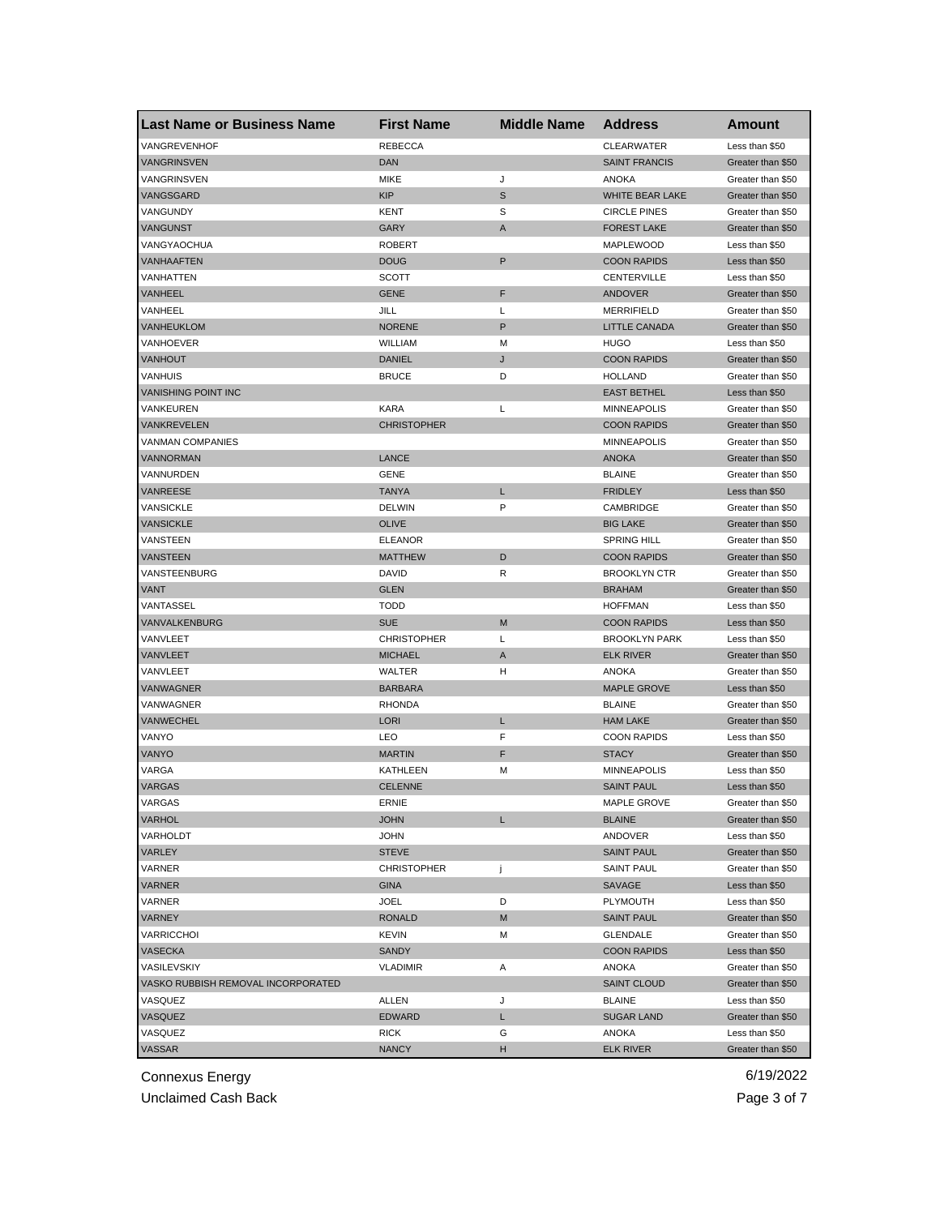| Last Name or Business Name | First Name | Middle Name | Address | Amount |
|---|---|---|---|---|
| VANGREVENHOF | REBECCA | | CLEARWATER | Less than $50 |
| VANGRINSVEN | DAN | | SAINT FRANCIS | Greater than $50 |
| VANGRINSVEN | MIKE | J | ANOKA | Greater than $50 |
| VANGSGARD | KIP | S | WHITE BEAR LAKE | Greater than $50 |
| VANGUNDY | KENT | S | CIRCLE PINES | Greater than $50 |
| VANGUNST | GARY | A | FOREST LAKE | Greater than $50 |
| VANGYAOCHUA | ROBERT | | MAPLEWOOD | Less than $50 |
| VANHAAFTEN | DOUG | P | COON RAPIDS | Less than $50 |
| VANHATTEN | SCOTT | | CENTERVILLE | Less than $50 |
| VANHEEL | GENE | F | ANDOVER | Greater than $50 |
| VANHEEL | JILL | L | MERRIFIELD | Greater than $50 |
| VANHEUKLOM | NORENE | P | LITTLE CANADA | Greater than $50 |
| VANHOEVER | WILLIAM | M | HUGO | Less than $50 |
| VANHOUT | DANIEL | J | COON RAPIDS | Greater than $50 |
| VANHUIS | BRUCE | D | HOLLAND | Greater than $50 |
| VANISHING POINT INC | | | EAST BETHEL | Less than $50 |
| VANKEUREN | KARA | L | MINNEAPOLIS | Greater than $50 |
| VANKREVELEN | CHRISTOPHER | | COON RAPIDS | Greater than $50 |
| VANMAN COMPANIES | | | MINNEAPOLIS | Greater than $50 |
| VANNORMAN | LANCE | | ANOKA | Greater than $50 |
| VANNURDEN | GENE | | BLAINE | Greater than $50 |
| VANREESE | TANYA | L | FRIDLEY | Less than $50 |
| VANSICKLE | DELWIN | P | CAMBRIDGE | Greater than $50 |
| VANSICKLE | OLIVE | | BIG LAKE | Greater than $50 |
| VANSTEEN | ELEANOR | | SPRING HILL | Greater than $50 |
| VANSTEEN | MATTHEW | D | COON RAPIDS | Greater than $50 |
| VANSTEENBURG | DAVID | R | BROOKLYN CTR | Greater than $50 |
| VANT | GLEN | | BRAHAM | Greater than $50 |
| VANTASSEL | TODD | | HOFFMAN | Less than $50 |
| VANVALKENBURG | SUE | M | COON RAPIDS | Less than $50 |
| VANVLEET | CHRISTOPHER | L | BROOKLYN PARK | Less than $50 |
| VANVLEET | MICHAEL | A | ELK RIVER | Greater than $50 |
| VANVLEET | WALTER | H | ANOKA | Greater than $50 |
| VANWAGNER | BARBARA | | MAPLE GROVE | Less than $50 |
| VANWAGNER | RHONDA | | BLAINE | Greater than $50 |
| VANWECHEL | LORI | L | HAM LAKE | Greater than $50 |
| VANYO | LEO | F | COON RAPIDS | Less than $50 |
| VANYO | MARTIN | F | STACY | Greater than $50 |
| VARGA | KATHLEEN | M | MINNEAPOLIS | Less than $50 |
| VARGAS | CELENNE | | SAINT PAUL | Less than $50 |
| VARGAS | ERNIE | | MAPLE GROVE | Greater than $50 |
| VARHOL | JOHN | L | BLAINE | Greater than $50 |
| VARHOLDT | JOHN | | ANDOVER | Less than $50 |
| VARLEY | STEVE | | SAINT PAUL | Greater than $50 |
| VARNER | CHRISTOPHER | j | SAINT PAUL | Greater than $50 |
| VARNER | GINA | | SAVAGE | Less than $50 |
| VARNER | JOEL | D | PLYMOUTH | Less than $50 |
| VARNEY | RONALD | M | SAINT PAUL | Greater than $50 |
| VARRICCHOI | KEVIN | M | GLENDALE | Greater than $50 |
| VASECKA | SANDY | | COON RAPIDS | Less than $50 |
| VASILEVSKIY | VLADIMIR | A | ANOKA | Greater than $50 |
| VASKO RUBBISH REMOVAL INCORPORATED | | | SAINT CLOUD | Greater than $50 |
| VASQUEZ | ALLEN | J | BLAINE | Less than $50 |
| VASQUEZ | EDWARD | L | SUGAR LAND | Greater than $50 |
| VASQUEZ | RICK | G | ANOKA | Less than $50 |
| VASSAR | NANCY | H | ELK RIVER | Greater than $50 |

Connexus Energy
Unclaimed Cash Back
6/19/2022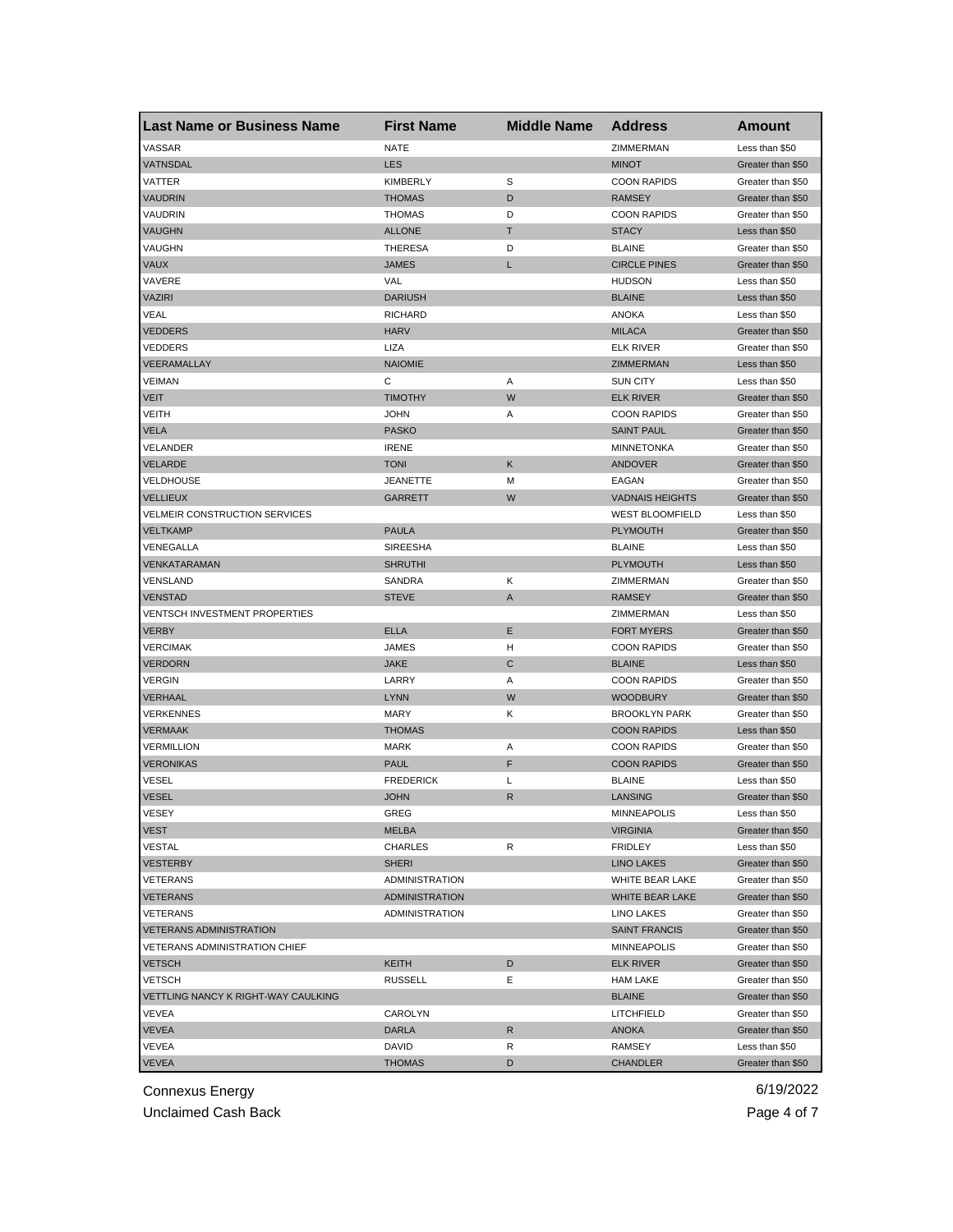| Last Name or Business Name | First Name | Middle Name | Address | Amount |
|---|---|---|---|---|
| VASSAR | NATE | | ZIMMERMAN | Less than $50 |
| VATNSDAL | LES | | MINOT | Greater than $50 |
| VATTER | KIMBERLY | S | COON RAPIDS | Greater than $50 |
| VAUDRIN | THOMAS | D | RAMSEY | Greater than $50 |
| VAUDRIN | THOMAS | D | COON RAPIDS | Greater than $50 |
| VAUGHN | ALLONE | T | STACY | Less than $50 |
| VAUGHN | THERESA | D | BLAINE | Greater than $50 |
| VAUX | JAMES | L | CIRCLE PINES | Greater than $50 |
| VAVERE | VAL | | HUDSON | Less than $50 |
| VAZIRI | DARIUSH | | BLAINE | Less than $50 |
| VEAL | RICHARD | | ANOKA | Less than $50 |
| VEDDERS | HARV | | MILACA | Greater than $50 |
| VEDDERS | LIZA | | ELK RIVER | Greater than $50 |
| VEERAMALLAY | NAIOMIE | | ZIMMERMAN | Less than $50 |
| VEIMAN | C | A | SUN CITY | Less than $50 |
| VEIT | TIMOTHY | W | ELK RIVER | Greater than $50 |
| VEITH | JOHN | A | COON RAPIDS | Greater than $50 |
| VELA | PASKO | | SAINT PAUL | Greater than $50 |
| VELANDER | IRENE | | MINNETONKA | Greater than $50 |
| VELARDE | TONI | K | ANDOVER | Greater than $50 |
| VELDHOUSE | JEANETTE | M | EAGAN | Greater than $50 |
| VELLIEUX | GARRETT | W | VADNAIS HEIGHTS | Greater than $50 |
| VELMEIR CONSTRUCTION SERVICES | | | WEST BLOOMFIELD | Less than $50 |
| VELTKAMP | PAULA | | PLYMOUTH | Greater than $50 |
| VENEGALLA | SIREESHA | | BLAINE | Less than $50 |
| VENKATARAMAN | SHRUTHI | | PLYMOUTH | Less than $50 |
| VENSLAND | SANDRA | K | ZIMMERMAN | Greater than $50 |
| VENSTAD | STEVE | A | RAMSEY | Greater than $50 |
| VENTSCH INVESTMENT PROPERTIES | | | ZIMMERMAN | Less than $50 |
| VERBY | ELLA | E | FORT MYERS | Greater than $50 |
| VERCIMAK | JAMES | H | COON RAPIDS | Greater than $50 |
| VERDORN | JAKE | C | BLAINE | Less than $50 |
| VERGIN | LARRY | A | COON RAPIDS | Greater than $50 |
| VERHAAL | LYNN | W | WOODBURY | Greater than $50 |
| VERKENNES | MARY | K | BROOKLYN PARK | Greater than $50 |
| VERMAAK | THOMAS | | COON RAPIDS | Less than $50 |
| VERMILLION | MARK | A | COON RAPIDS | Greater than $50 |
| VERONIKAS | PAUL | F | COON RAPIDS | Greater than $50 |
| VESEL | FREDERICK | L | BLAINE | Less than $50 |
| VESEL | JOHN | R | LANSING | Greater than $50 |
| VESEY | GREG | | MINNEAPOLIS | Less than $50 |
| VEST | MELBA | | VIRGINIA | Greater than $50 |
| VESTAL | CHARLES | R | FRIDLEY | Less than $50 |
| VESTERBY | SHERI | | LINO LAKES | Greater than $50 |
| VETERANS | ADMINISTRATION | | WHITE BEAR LAKE | Greater than $50 |
| VETERANS | ADMINISTRATION | | WHITE BEAR LAKE | Greater than $50 |
| VETERANS | ADMINISTRATION | | LINO LAKES | Greater than $50 |
| VETERANS ADMINISTRATION | | | SAINT FRANCIS | Greater than $50 |
| VETERANS ADMINISTRATION CHIEF | | | MINNEAPOLIS | Greater than $50 |
| VETSCH | KEITH | D | ELK RIVER | Greater than $50 |
| VETSCH | RUSSELL | E | HAM LAKE | Greater than $50 |
| VETTLING NANCY K RIGHT-WAY CAULKING | | | BLAINE | Greater than $50 |
| VEVEA | CAROLYN | | LITCHFIELD | Greater than $50 |
| VEVEA | DARLA | R | ANOKA | Greater than $50 |
| VEVEA | DAVID | R | RAMSEY | Less than $50 |
| VEVEA | THOMAS | D | CHANDLER | Greater than $50 |

Connexus Energy
Unclaimed Cash Back

6/19/2022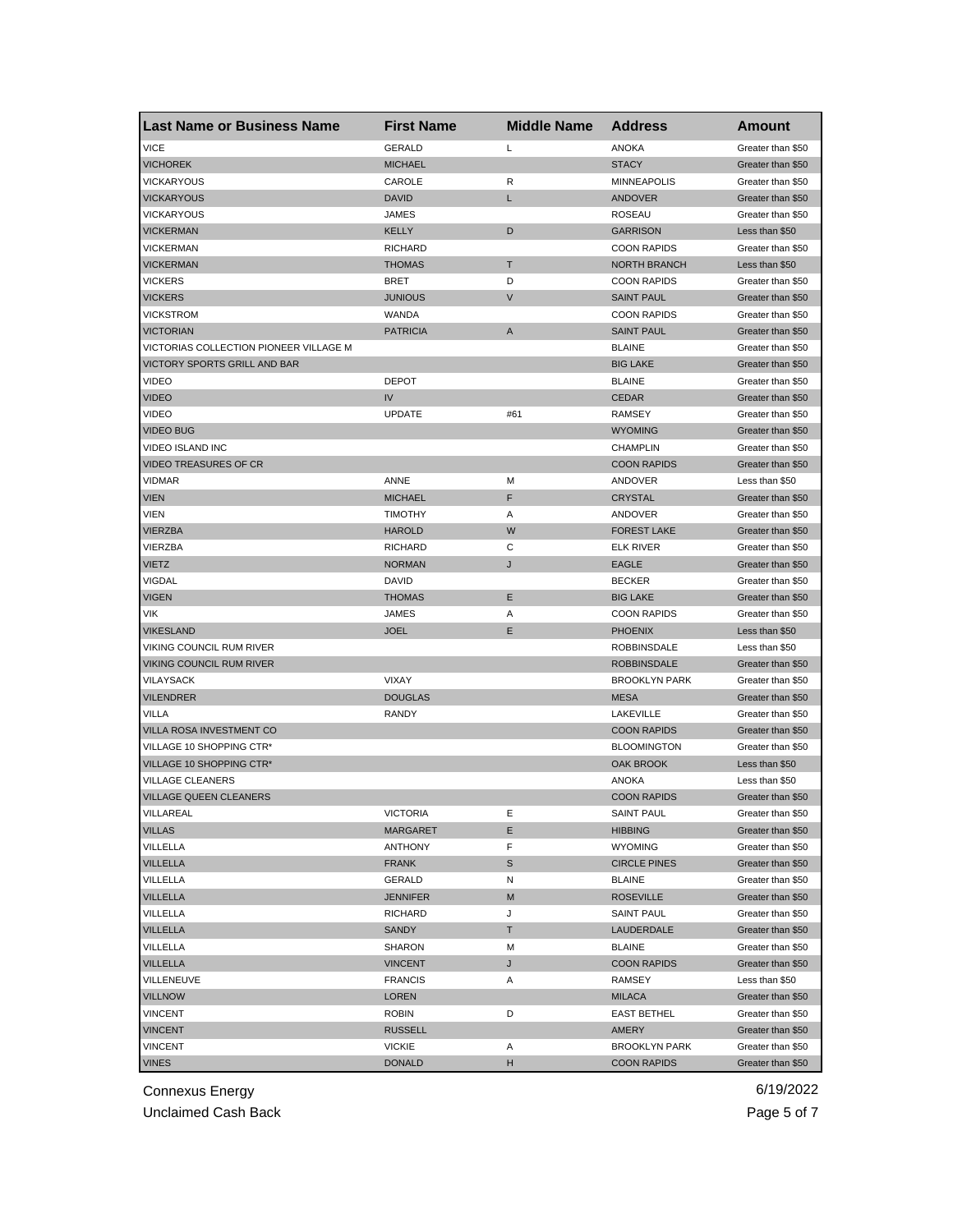| Last Name or Business Name | First Name | Middle Name | Address | Amount |
|---|---|---|---|---|
| VICE | GERALD | L | ANOKA | Greater than $50 |
| VICHOREK | MICHAEL | | STACY | Greater than $50 |
| VICKARYOUS | CAROLE | R | MINNEAPOLIS | Greater than $50 |
| VICKARYOUS | DAVID | L | ANDOVER | Greater than $50 |
| VICKARYOUS | JAMES | | ROSEAU | Greater than $50 |
| VICKERMAN | KELLY | D | GARRISON | Less than $50 |
| VICKERMAN | RICHARD | | COON RAPIDS | Greater than $50 |
| VICKERMAN | THOMAS | T | NORTH BRANCH | Less than $50 |
| VICKERS | BRET | D | COON RAPIDS | Greater than $50 |
| VICKERS | JUNIOUS | V | SAINT PAUL | Greater than $50 |
| VICKSTROM | WANDA | | COON RAPIDS | Greater than $50 |
| VICTORIAN | PATRICIA | A | SAINT PAUL | Greater than $50 |
| VICTORIAS COLLECTION PIONEER VILLAGE M | | | BLAINE | Greater than $50 |
| VICTORY SPORTS GRILL AND BAR | | | BIG LAKE | Greater than $50 |
| VIDEO | DEPOT | | BLAINE | Greater than $50 |
| VIDEO | IV | | CEDAR | Greater than $50 |
| VIDEO | UPDATE | #61 | RAMSEY | Greater than $50 |
| VIDEO BUG | | | WYOMING | Greater than $50 |
| VIDEO ISLAND INC | | | CHAMPLIN | Greater than $50 |
| VIDEO TREASURES OF CR | | | COON RAPIDS | Greater than $50 |
| VIDMAR | ANNE | M | ANDOVER | Less than $50 |
| VIEN | MICHAEL | F | CRYSTAL | Greater than $50 |
| VIEN | TIMOTHY | A | ANDOVER | Greater than $50 |
| VIERZBA | HAROLD | W | FOREST LAKE | Greater than $50 |
| VIERZBA | RICHARD | C | ELK RIVER | Greater than $50 |
| VIETZ | NORMAN | J | EAGLE | Greater than $50 |
| VIGDAL | DAVID | | BECKER | Greater than $50 |
| VIGEN | THOMAS | E | BIG LAKE | Greater than $50 |
| VIK | JAMES | A | COON RAPIDS | Greater than $50 |
| VIKESLAND | JOEL | E | PHOENIX | Less than $50 |
| VIKING COUNCIL RUM RIVER | | | ROBBINSDALE | Less than $50 |
| VIKING COUNCIL RUM RIVER | | | ROBBINSDALE | Greater than $50 |
| VILAYSACK | VIXAY | | BROOKLYN PARK | Greater than $50 |
| VILENDRER | DOUGLAS | | MESA | Greater than $50 |
| VILLA | RANDY | | LAKEVILLE | Greater than $50 |
| VILLA ROSA INVESTMENT CO | | | COON RAPIDS | Greater than $50 |
| VILLAGE 10 SHOPPING CTR* | | | BLOOMINGTON | Greater than $50 |
| VILLAGE 10 SHOPPING CTR* | | | OAK BROOK | Less than $50 |
| VILLAGE CLEANERS | | | ANOKA | Less than $50 |
| VILLAGE QUEEN CLEANERS | | | COON RAPIDS | Greater than $50 |
| VILLAREAL | VICTORIA | E | SAINT PAUL | Greater than $50 |
| VILLAS | MARGARET | E | HIBBING | Greater than $50 |
| VILLELLA | ANTHONY | F | WYOMING | Greater than $50 |
| VILLELLA | FRANK | S | CIRCLE PINES | Greater than $50 |
| VILLELLA | GERALD | N | BLAINE | Greater than $50 |
| VILLELLA | JENNIFER | M | ROSEVILLE | Greater than $50 |
| VILLELLA | RICHARD | J | SAINT PAUL | Greater than $50 |
| VILLELLA | SANDY | T | LAUDERDALE | Greater than $50 |
| VILLELLA | SHARON | M | BLAINE | Greater than $50 |
| VILLELLA | VINCENT | J | COON RAPIDS | Greater than $50 |
| VILLENEUVE | FRANCIS | A | RAMSEY | Less than $50 |
| VILLNOW | LOREN | | MILACA | Greater than $50 |
| VINCENT | ROBIN | D | EAST BETHEL | Greater than $50 |
| VINCENT | RUSSELL | | AMERY | Greater than $50 |
| VINCENT | VICKIE | A | BROOKLYN PARK | Greater than $50 |
| VINES | DONALD | H | COON RAPIDS | Greater than $50 |

Connexus Energy
Unclaimed Cash Back

6/19/2022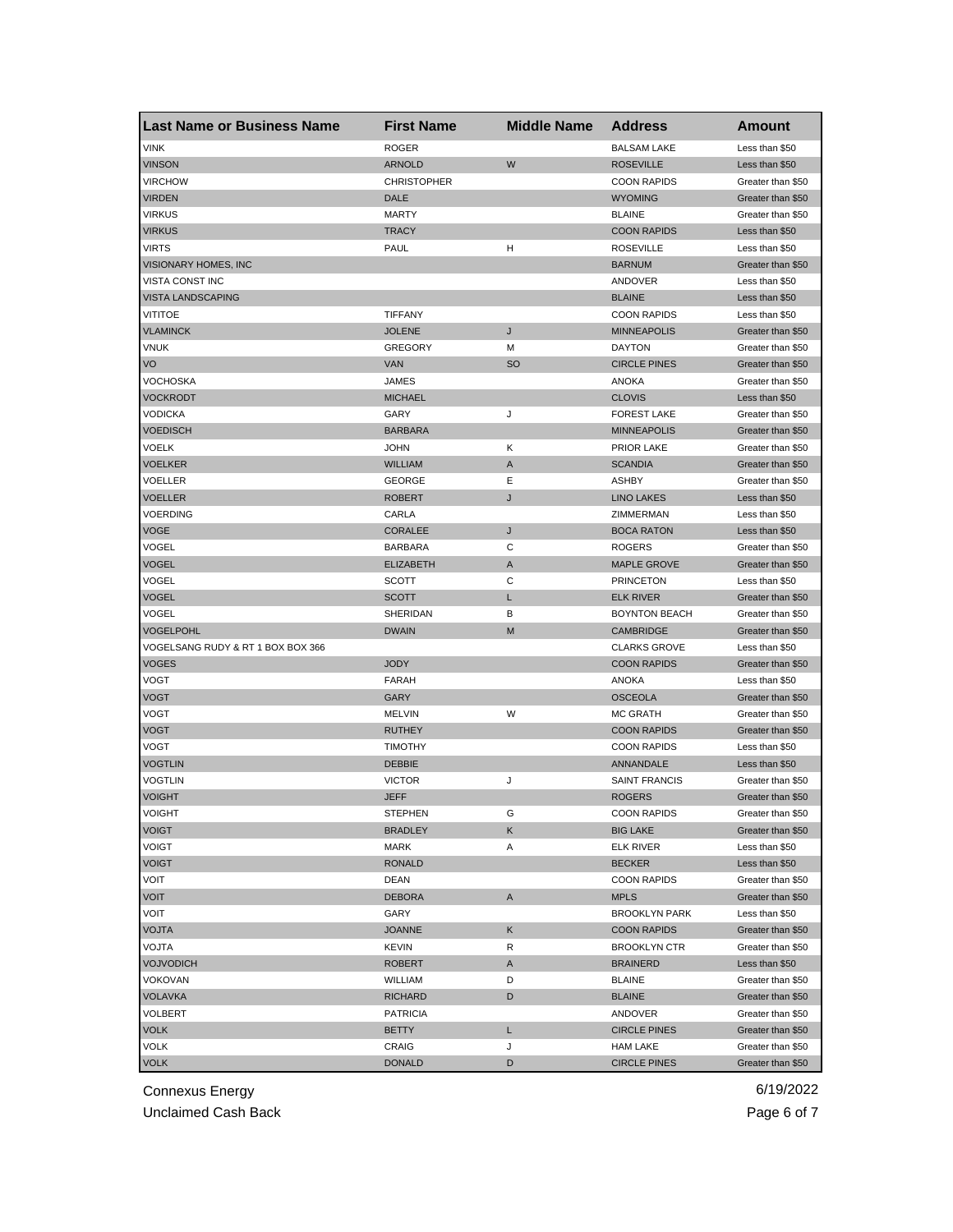| Last Name or Business Name | First Name | Middle Name | Address | Amount |
| --- | --- | --- | --- | --- |
| VINK | ROGER | | BALSAM LAKE | Less than $50 |
| VINSON | ARNOLD | W | ROSEVILLE | Less than $50 |
| VIRCHOW | CHRISTOPHER | | COON RAPIDS | Greater than $50 |
| VIRDEN | DALE | | WYOMING | Greater than $50 |
| VIRKUS | MARTY | | BLAINE | Greater than $50 |
| VIRKUS | TRACY | | COON RAPIDS | Less than $50 |
| VIRTS | PAUL | H | ROSEVILLE | Less than $50 |
| VISIONARY HOMES, INC | | | BARNUM | Greater than $50 |
| VISTA CONST INC | | | ANDOVER | Less than $50 |
| VISTA LANDSCAPING | | | BLAINE | Less than $50 |
| VITITOE | TIFFANY | | COON RAPIDS | Less than $50 |
| VLAMINCK | JOLENE | J | MINNEAPOLIS | Greater than $50 |
| VNUK | GREGORY | M | DAYTON | Greater than $50 |
| VO | VAN | SO | CIRCLE PINES | Greater than $50 |
| VOCHOSKA | JAMES | | ANOKA | Greater than $50 |
| VOCKRODT | MICHAEL | | CLOVIS | Less than $50 |
| VODICKA | GARY | J | FOREST LAKE | Greater than $50 |
| VOEDISCH | BARBARA | | MINNEAPOLIS | Greater than $50 |
| VOELK | JOHN | K | PRIOR LAKE | Greater than $50 |
| VOELKER | WILLIAM | A | SCANDIA | Greater than $50 |
| VOELLER | GEORGE | E | ASHBY | Greater than $50 |
| VOELLER | ROBERT | J | LINO LAKES | Less than $50 |
| VOERDING | CARLA | | ZIMMERMAN | Less than $50 |
| VOGE | CORALEE | J | BOCA RATON | Less than $50 |
| VOGEL | BARBARA | C | ROGERS | Greater than $50 |
| VOGEL | ELIZABETH | A | MAPLE GROVE | Greater than $50 |
| VOGEL | SCOTT | C | PRINCETON | Less than $50 |
| VOGEL | SCOTT | L | ELK RIVER | Greater than $50 |
| VOGEL | SHERIDAN | B | BOYNTON BEACH | Greater than $50 |
| VOGELPOHL | DWAIN | M | CAMBRIDGE | Greater than $50 |
| VOGELSANG RUDY & RT 1 BOX BOX 366 | | | CLARKS GROVE | Less than $50 |
| VOGES | JODY | | COON RAPIDS | Greater than $50 |
| VOGT | FARAH | | ANOKA | Less than $50 |
| VOGT | GARY | | OSCEOLA | Greater than $50 |
| VOGT | MELVIN | W | MC GRATH | Greater than $50 |
| VOGT | RUTHEY | | COON RAPIDS | Greater than $50 |
| VOGT | TIMOTHY | | COON RAPIDS | Less than $50 |
| VOGTLIN | DEBBIE | | ANNANDALE | Less than $50 |
| VOGTLIN | VICTOR | J | SAINT FRANCIS | Greater than $50 |
| VOIGHT | JEFF | | ROGERS | Greater than $50 |
| VOIGHT | STEPHEN | G | COON RAPIDS | Greater than $50 |
| VOIGT | BRADLEY | K | BIG LAKE | Greater than $50 |
| VOIGT | MARK | A | ELK RIVER | Less than $50 |
| VOIGT | RONALD | | BECKER | Less than $50 |
| VOIT | DEAN | | COON RAPIDS | Greater than $50 |
| VOIT | DEBORA | A | MPLS | Greater than $50 |
| VOIT | GARY | | BROOKLYN PARK | Less than $50 |
| VOJTA | JOANNE | K | COON RAPIDS | Greater than $50 |
| VOJTA | KEVIN | R | BROOKLYN CTR | Greater than $50 |
| VOJVODICH | ROBERT | A | BRAINERD | Less than $50 |
| VOKOVAN | WILLIAM | D | BLAINE | Greater than $50 |
| VOLAVKA | RICHARD | D | BLAINE | Greater than $50 |
| VOLBERT | PATRICIA | | ANDOVER | Greater than $50 |
| VOLK | BETTY | L | CIRCLE PINES | Greater than $50 |
| VOLK | CRAIG | J | HAM LAKE | Greater than $50 |
| VOLK | DONALD | D | CIRCLE PINES | Greater than $50 |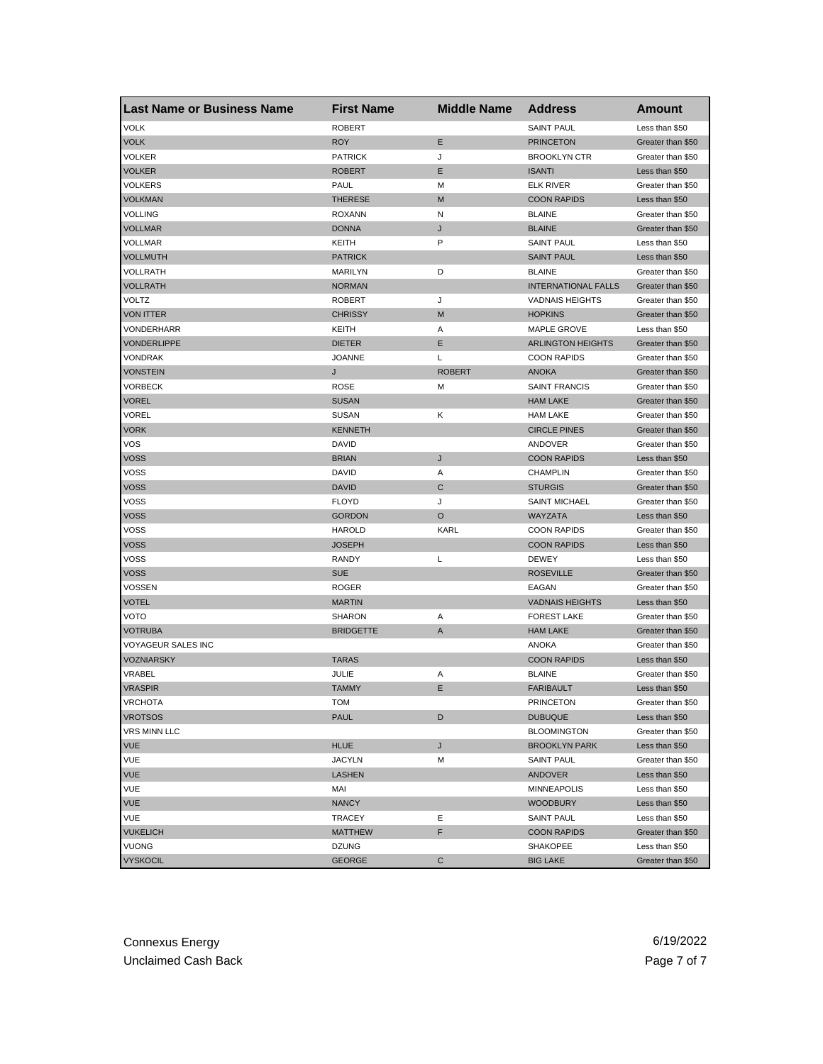| Last Name or Business Name | First Name | Middle Name | Address | Amount |
|---|---|---|---|---|
| VOLK | ROBERT | | SAINT PAUL | Less than $50 |
| VOLK | ROY | E | PRINCETON | Greater than $50 |
| VOLKER | PATRICK | J | BROOKLYN CTR | Greater than $50 |
| VOLKER | ROBERT | E | ISANTI | Less than $50 |
| VOLKERS | PAUL | M | ELK RIVER | Greater than $50 |
| VOLKMAN | THERESE | M | COON RAPIDS | Less than $50 |
| VOLLING | ROXANN | N | BLAINE | Greater than $50 |
| VOLLMAR | DONNA | J | BLAINE | Greater than $50 |
| VOLLMAR | KEITH | P | SAINT PAUL | Less than $50 |
| VOLLMUTH | PATRICK | | SAINT PAUL | Less than $50 |
| VOLLRATH | MARILYN | D | BLAINE | Greater than $50 |
| VOLLRATH | NORMAN | | INTERNATIONAL FALLS | Greater than $50 |
| VOLTZ | ROBERT | J | VADNAIS HEIGHTS | Greater than $50 |
| VON ITTER | CHRISSY | M | HOPKINS | Greater than $50 |
| VONDERHARR | KEITH | A | MAPLE GROVE | Less than $50 |
| VONDERLIPPE | DIETER | E | ARLINGTON HEIGHTS | Greater than $50 |
| VONDRAK | JOANNE | L | COON RAPIDS | Greater than $50 |
| VONSTEIN | J | ROBERT | ANOKA | Greater than $50 |
| VORBECK | ROSE | M | SAINT FRANCIS | Greater than $50 |
| VOREL | SUSAN | | HAM LAKE | Greater than $50 |
| VOREL | SUSAN | K | HAM LAKE | Greater than $50 |
| VORK | KENNETH | | CIRCLE PINES | Greater than $50 |
| VOS | DAVID | | ANDOVER | Greater than $50 |
| VOSS | BRIAN | J | COON RAPIDS | Less than $50 |
| VOSS | DAVID | A | CHAMPLIN | Greater than $50 |
| VOSS | DAVID | C | STURGIS | Greater than $50 |
| VOSS | FLOYD | J | SAINT MICHAEL | Greater than $50 |
| VOSS | GORDON | O | WAYZATA | Less than $50 |
| VOSS | HAROLD | KARL | COON RAPIDS | Greater than $50 |
| VOSS | JOSEPH | | COON RAPIDS | Less than $50 |
| VOSS | RANDY | L | DEWEY | Less than $50 |
| VOSS | SUE | | ROSEVILLE | Greater than $50 |
| VOSSEN | ROGER | | EAGAN | Greater than $50 |
| VOTEL | MARTIN | | VADNAIS HEIGHTS | Less than $50 |
| VOTO | SHARON | A | FOREST LAKE | Greater than $50 |
| VOTRUBA | BRIDGETTE | A | HAM LAKE | Greater than $50 |
| VOYAGEUR SALES INC | | | ANOKA | Greater than $50 |
| VOZNIARSKY | TARAS | | COON RAPIDS | Less than $50 |
| VRABEL | JULIE | A | BLAINE | Greater than $50 |
| VRASPIR | TAMMY | E | FARIBAULT | Less than $50 |
| VRCHOTA | TOM | | PRINCETON | Greater than $50 |
| VROTSOS | PAUL | D | DUBUQUE | Less than $50 |
| VRS MINN LLC | | | BLOOMINGTON | Greater than $50 |
| VUE | HLUE | J | BROOKLYN PARK | Less than $50 |
| VUE | JACYLN | M | SAINT PAUL | Greater than $50 |
| VUE | LASHEN | | ANDOVER | Less than $50 |
| VUE | MAI | | MINNEAPOLIS | Less than $50 |
| VUE | NANCY | | WOODBURY | Less than $50 |
| VUE | TRACEY | E | SAINT PAUL | Less than $50 |
| VUKELICH | MATTHEW | F | COON RAPIDS | Greater than $50 |
| VUONG | DZUNG | | SHAKOPEE | Less than $50 |
| VYSKOCIL | GEORGE | C | BIG LAKE | Greater than $50 |

Connexus Energy
Unclaimed Cash Back

6/19/2022